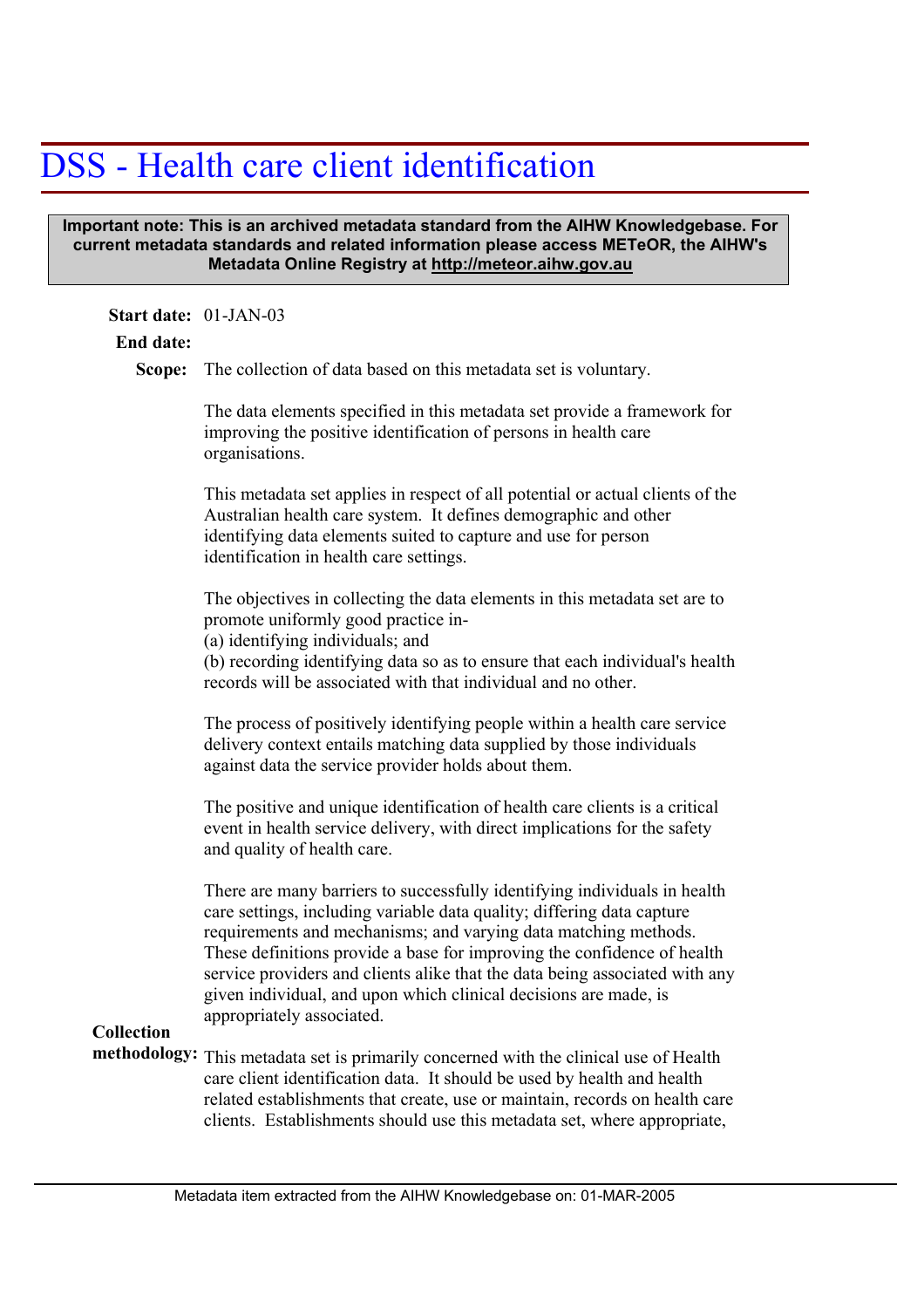# DSS - Health care client identification

**Important note: This is an archived metadata standard from the AIHW Knowledgebase. For current metadata standards and related information please access METeOR, the AIHW's Metadata Online Registry at http://meteor.aihw.gov.au**

**Start date:** 01-JAN-03

**End date:**

**Scope:** The collection of data based on this metadata set is voluntary.

The data elements specified in this metadata set provide a framework for improving the positive identification of persons in health care organisations.

This metadata set applies in respect of all potential or actual clients of the Australian health care system. It defines demographic and other identifying data elements suited to capture and use for person identification in health care settings.

The objectives in collecting the data elements in this metadata set are to promote uniformly good practice in-
(a) identifying individuals; and
(b) recording identifying data so as to ensure that each individual's health records will be associated with that individual and no other.

The process of positively identifying people within a health care service delivery context entails matching data supplied by those individuals against data the service provider holds about them.

The positive and unique identification of health care clients is a critical event in health service delivery, with direct implications for the safety and quality of health care.

There are many barriers to successfully identifying individuals in health care settings, including variable data quality; differing data capture requirements and mechanisms; and varying data matching methods. These definitions provide a base for improving the confidence of health service providers and clients alike that the data being associated with any given individual, and upon which clinical decisions are made, is appropriately associated.

**Collection methodology:** This metadata set is primarily concerned with the clinical use of Health care client identification data. It should be used by health and health related establishments that create, use or maintain, records on health care clients. Establishments should use this metadata set, where appropriate,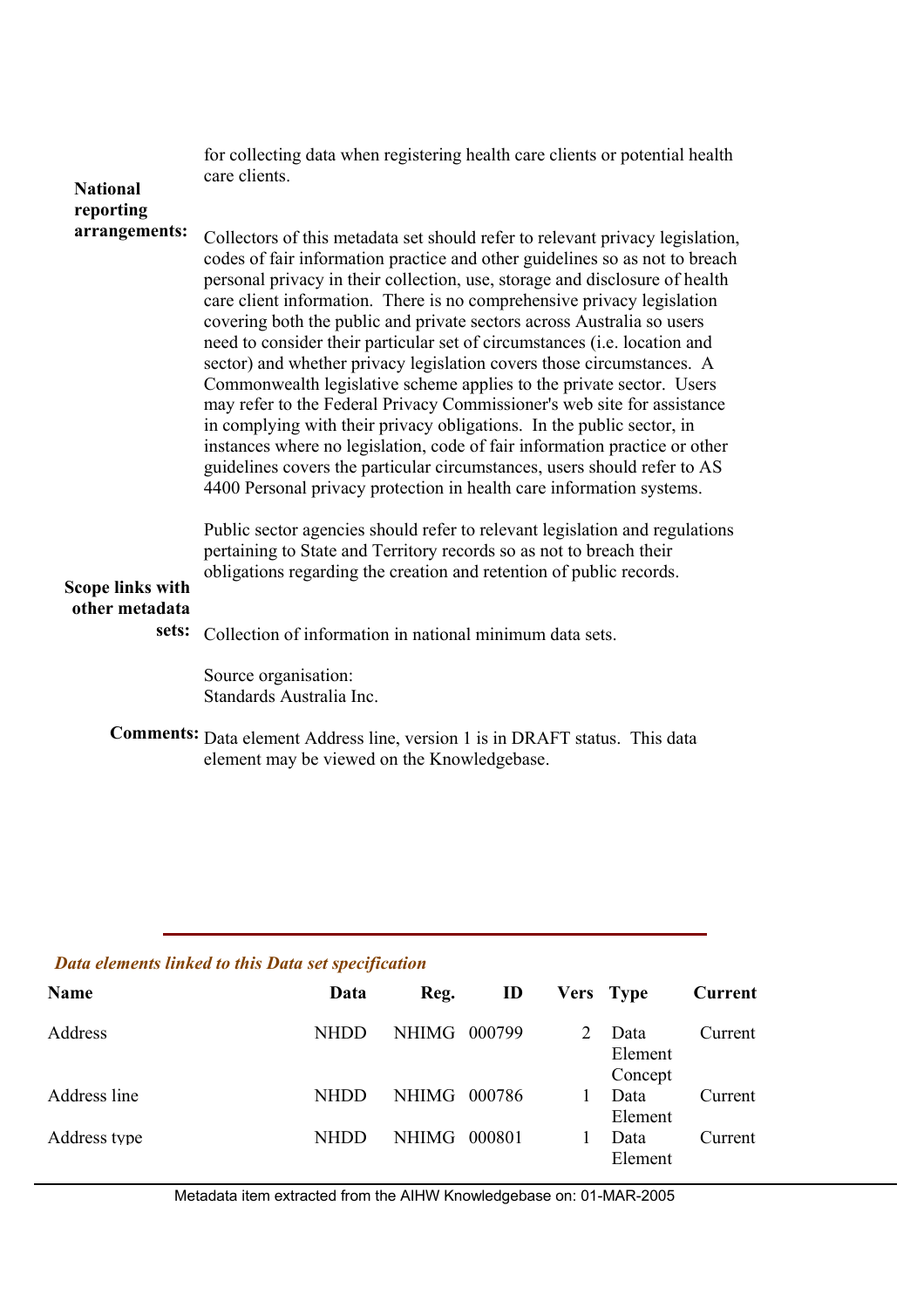for collecting data when registering health care clients or potential health care clients.

**National reporting arrangements:**

Collectors of this metadata set should refer to relevant privacy legislation, codes of fair information practice and other guidelines so as not to breach personal privacy in their collection, use, storage and disclosure of health care client information. There is no comprehensive privacy legislation covering both the public and private sectors across Australia so users need to consider their particular set of circumstances (i.e. location and sector) and whether privacy legislation covers those circumstances. A Commonwealth legislative scheme applies to the private sector. Users may refer to the Federal Privacy Commissioner's web site for assistance in complying with their privacy obligations. In the public sector, in instances where no legislation, code of fair information practice or other guidelines covers the particular circumstances, users should refer to AS 4400 Personal privacy protection in health care information systems.

Public sector agencies should refer to relevant legislation and regulations pertaining to State and Territory records so as not to breach their obligations regarding the creation and retention of public records.

**Scope links with other metadata sets:**

Collection of information in national minimum data sets.

Source organisation:
Standards Australia Inc.

**Comments:** Data element Address line, version 1 is in DRAFT status. This data element may be viewed on the Knowledgebase.

---

***Data elements linked to this Data set specification***

| Name | Data | Reg. | ID | Vers | Type | Current |
|---|---|---|---|---|---|---|
| Address | NHDD | NHIMG | 000799 | 2 | Data Element Concept | Current |
| Address line | NHDD | NHIMG | 000786 | 1 | Data Element | Current |
| Address type | NHDD | NHIMG | 000801 | 1 | Data Element | Current |

Metadata item extracted from the AIHW Knowledgebase on: 01-MAR-2005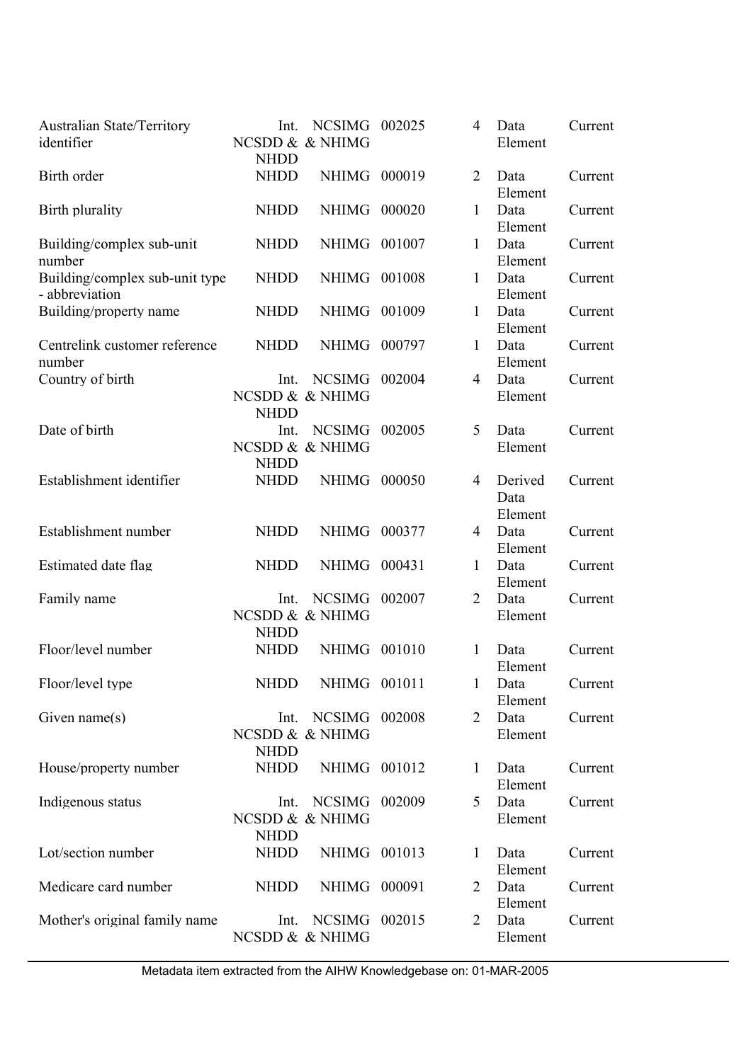| | | | | | | |
|---|---|---|---|---|---|---|
| Australian State/Territory identifier | Int. NCSDD & NHDD | NCSIMG & NHIMG | 002025 | 4 | Data Element | Current |
| Birth order | NHDD | NHIMG | 000019 | 2 | Data Element | Current |
| Birth plurality | NHDD | NHIMG | 000020 | 1 | Data Element | Current |
| Building/complex sub-unit number | NHDD | NHIMG | 001007 | 1 | Data Element | Current |
| Building/complex sub-unit type - abbreviation | NHDD | NHIMG | 001008 | 1 | Data Element | Current |
| Building/property name | NHDD | NHIMG | 001009 | 1 | Data Element | Current |
| Centrelink customer reference number | NHDD | NHIMG | 000797 | 1 | Data Element | Current |
| Country of birth | Int. NCSDD & NHDD | NCSIMG & NHIMG | 002004 | 4 | Data Element | Current |
| Date of birth | Int. NCSDD & NHDD | NCSIMG & NHIMG | 002005 | 5 | Data Element | Current |
| Establishment identifier | NHDD | NHIMG | 000050 | 4 | Derived Data Element | Current |
| Establishment number | NHDD | NHIMG | 000377 | 4 | Data Element | Current |
| Estimated date flag | NHDD | NHIMG | 000431 | 1 | Data Element | Current |
| Family name | Int. NCSDD & NHDD | NCSIMG & NHIMG | 002007 | 2 | Data Element | Current |
| Floor/level number | NHDD | NHIMG | 001010 | 1 | Data Element | Current |
| Floor/level type | NHDD | NHIMG | 001011 | 1 | Data Element | Current |
| Given name(s) | Int. NCSDD & NHDD | NCSIMG & NHIMG | 002008 | 2 | Data Element | Current |
| House/property number | NHDD | NHIMG | 001012 | 1 | Data Element | Current |
| Indigenous status | Int. NCSDD & NHDD | NCSIMG & NHIMG | 002009 | 5 | Data Element | Current |
| Lot/section number | NHDD | NHIMG | 001013 | 1 | Data Element | Current |
| Medicare card number | NHDD | NHIMG | 000091 | 2 | Data Element | Current |
| Mother's original family name | Int. NCSDD & | NCSIMG & NHIMG | 002015 | 2 | Data Element | Current |

Metadata item extracted from the AIHW Knowledgebase on: 01-MAR-2005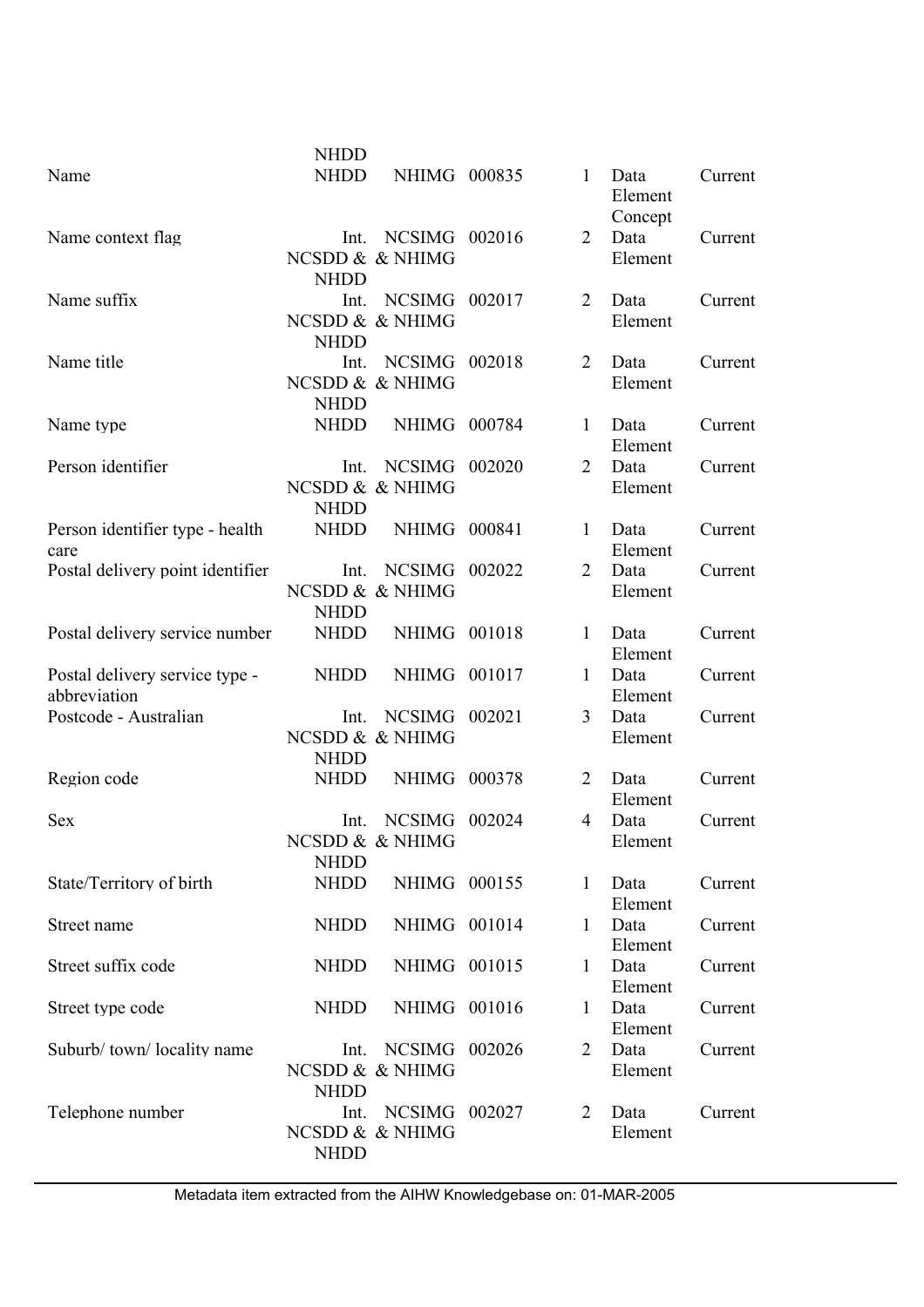| | | | | | | |
|---|---|---|---|---|---|---|
| | NHDD | | | | | |
| Name | NHDD | NHIMG | 000835 | 1 | Data Element Concept | Current |
| Name context flag | Int. NCSDD & NHDD | NCSIMG & NHIMG | 002016 | 2 | Data Element | Current |
| Name suffix | Int. NCSDD & NHDD | NCSIMG & NHIMG | 002017 | 2 | Data Element | Current |
| Name title | Int. NCSDD & NHDD | NCSIMG & NHIMG | 002018 | 2 | Data Element | Current |
| Name type | NHDD | NHIMG | 000784 | 1 | Data Element | Current |
| Person identifier | Int. NCSDD & NHDD | NCSIMG & NHIMG | 002020 | 2 | Data Element | Current |
| Person identifier type - health care | NHDD | NHIMG | 000841 | 1 | Data Element | Current |
| Postal delivery point identifier | Int. NCSDD & NHDD | NCSIMG & NHIMG | 002022 | 2 | Data Element | Current |
| Postal delivery service number | NHDD | NHIMG | 001018 | 1 | Data Element | Current |
| Postal delivery service type - abbreviation | NHDD | NHIMG | 001017 | 1 | Data Element | Current |
| Postcode - Australian | Int. NCSDD & NHDD | NCSIMG & NHIMG | 002021 | 3 | Data Element | Current |
| Region code | NHDD | NHIMG | 000378 | 2 | Data Element | Current |
| Sex | Int. NCSDD & NHDD | NCSIMG & NHIMG | 002024 | 4 | Data Element | Current |
| State/Territory of birth | NHDD | NHIMG | 000155 | 1 | Data Element | Current |
| Street name | NHDD | NHIMG | 001014 | 1 | Data Element | Current |
| Street suffix code | NHDD | NHIMG | 001015 | 1 | Data Element | Current |
| Street type code | NHDD | NHIMG | 001016 | 1 | Data Element | Current |
| Suburb/ town/ locality name | Int. NCSDD & NHDD | NCSIMG & NHIMG | 002026 | 2 | Data Element | Current |
| Telephone number | Int. NCSDD & NHDD | NCSIMG & NHIMG | 002027 | 2 | Data Element | Current |

Metadata item extracted from the AIHW Knowledgebase on: 01-MAR-2005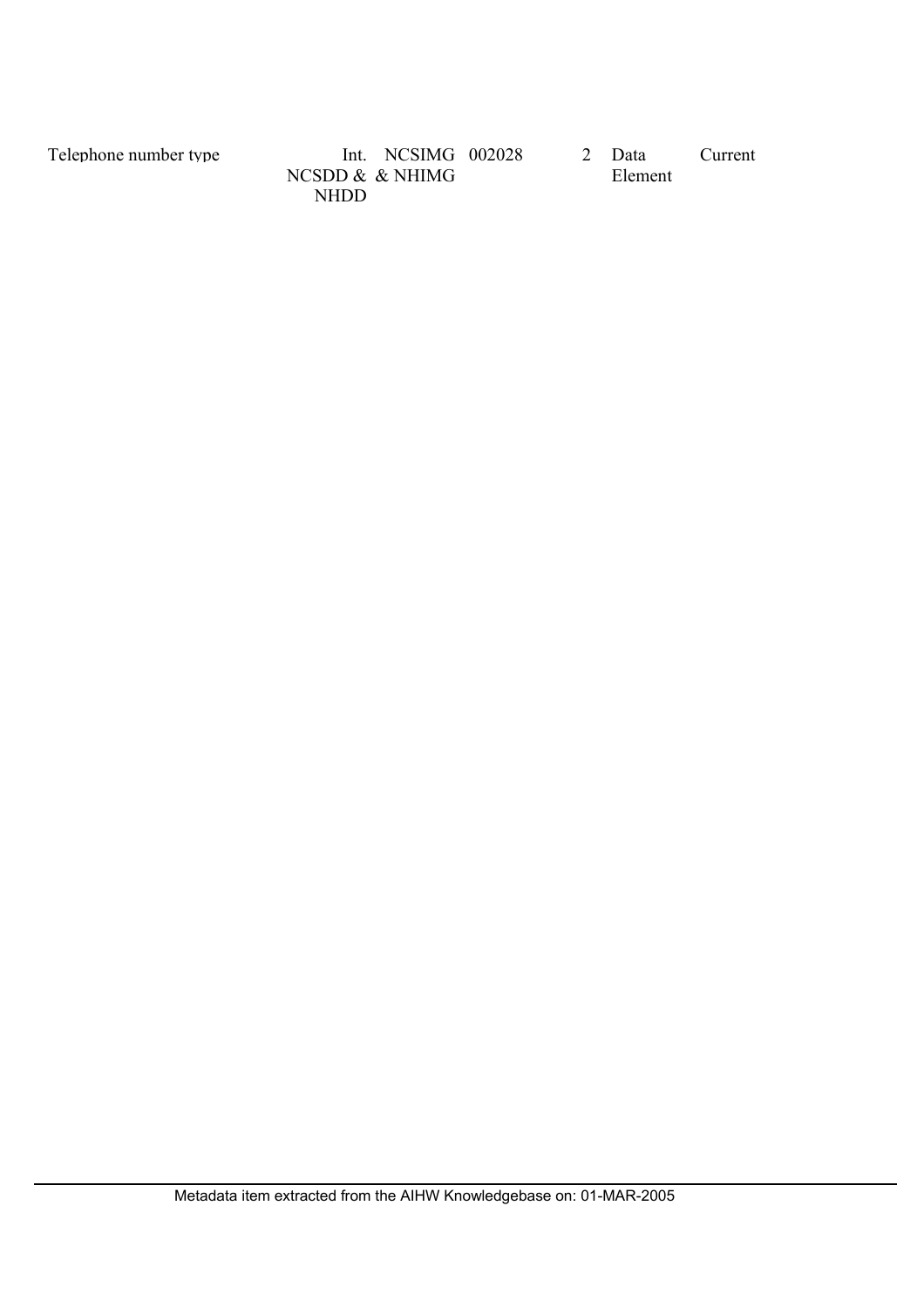| | | | | | | |
|---|---|---|---|---|---|---|
| Telephone number type | Int. NCSDD & NHDD | NCSIMG & NHIMG | 002028 | 2 | Data Element | Current |

Metadata item extracted from the AIHW Knowledgebase on: 01-MAR-2005